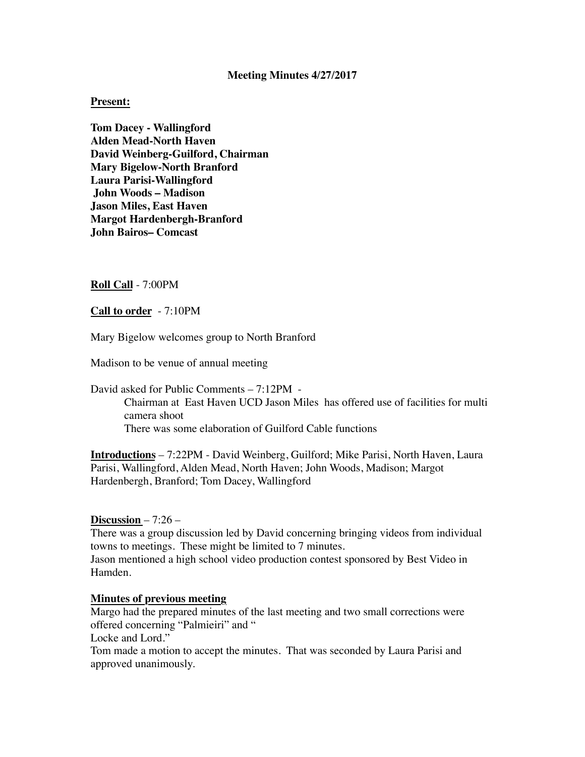**Meeting Minutes 4/27/2017**

**Present:**

**Tom Dacey - Wallingford**
**Alden Mead-North Haven**
**David Weinberg-Guilford, Chairman**
**Mary Bigelow-North Branford**
**Laura Parisi-Wallingford**
**John Woods – Madison**
**Jason Miles, East Haven**
**Margot Hardenbergh-Branford**
**John Bairos– Comcast**

**Roll Call** - 7:00PM

**Call to order** - 7:10PM

Mary Bigelow welcomes group to North Branford

Madison to be venue of annual meeting

David asked for Public Comments – 7:12PM -

Chairman at East Haven UCD Jason Miles has offered use of facilities for multi camera shoot

There was some elaboration of Guilford Cable functions

**Introductions** – 7:22PM - David Weinberg, Guilford; Mike Parisi, North Haven, Laura Parisi, Wallingford, Alden Mead, North Haven; John Woods, Madison; Margot Hardenbergh, Branford; Tom Dacey, Wallingford

**Discussion** – 7:26 –

There was a group discussion led by David concerning bringing videos from individual towns to meetings. These might be limited to 7 minutes.

Jason mentioned a high school video production contest sponsored by Best Video in Hamden.

**Minutes of previous meeting**

Margo had the prepared minutes of the last meeting and two small corrections were offered concerning "Palmieiri" and "

Locke and Lord."

Tom made a motion to accept the minutes. That was seconded by Laura Parisi and approved unanimously.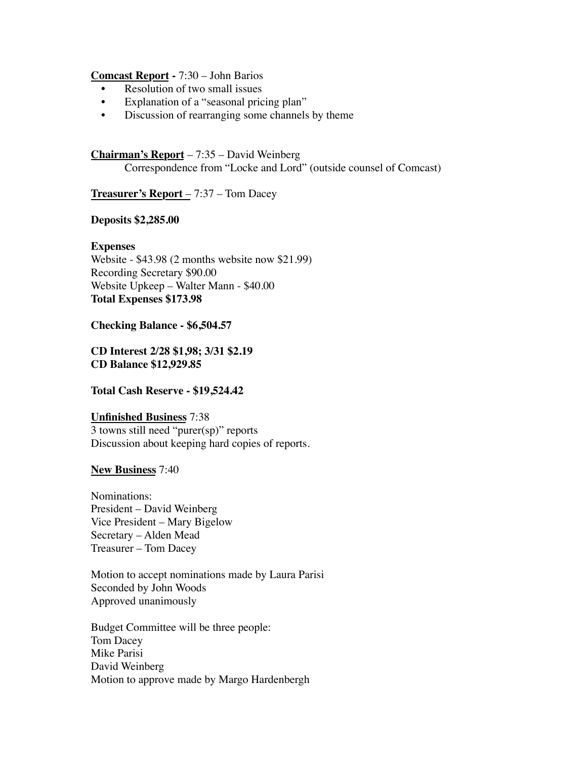**<u>Comcast Report</u> -** 7:30 – John Barios

- Resolution of two small issues
- Explanation of a "seasonal pricing plan"
- Discussion of rearranging some channels by theme

**<u>Chairman's Report</u>** – 7:35 – David Weinberg

Correspondence from "Locke and Lord" (outside counsel of Comcast)

**<u>Treasurer's Report</u>** – 7:37 – Tom Dacey

**Deposits $2,285.00**

**Expenses**
Website - $43.98 (2 months website now $21.99)
Recording Secretary $90.00
Website Upkeep – Walter Mann - $40.00
**Total Expenses $173.98**

**Checking Balance - $6,504.57**

**CD Interest 2/28 $1,98; 3/31 $2.19**
**CD Balance $12,929.85**

**Total Cash Reserve - $19,524.42**

**<u>Unfinished Business</u>** 7:38
3 towns still need "purer(sp)" reports
Discussion about keeping hard copies of reports.

**<u>New Business</u>** 7:40

Nominations:
President – David Weinberg
Vice President – Mary Bigelow
Secretary – Alden Mead
Treasurer – Tom Dacey

Motion to accept nominations made by Laura Parisi
Seconded by John Woods
Approved unanimously

Budget Committee will be three people:
Tom Dacey
Mike Parisi
David Weinberg
Motion to approve made by Margo Hardenbergh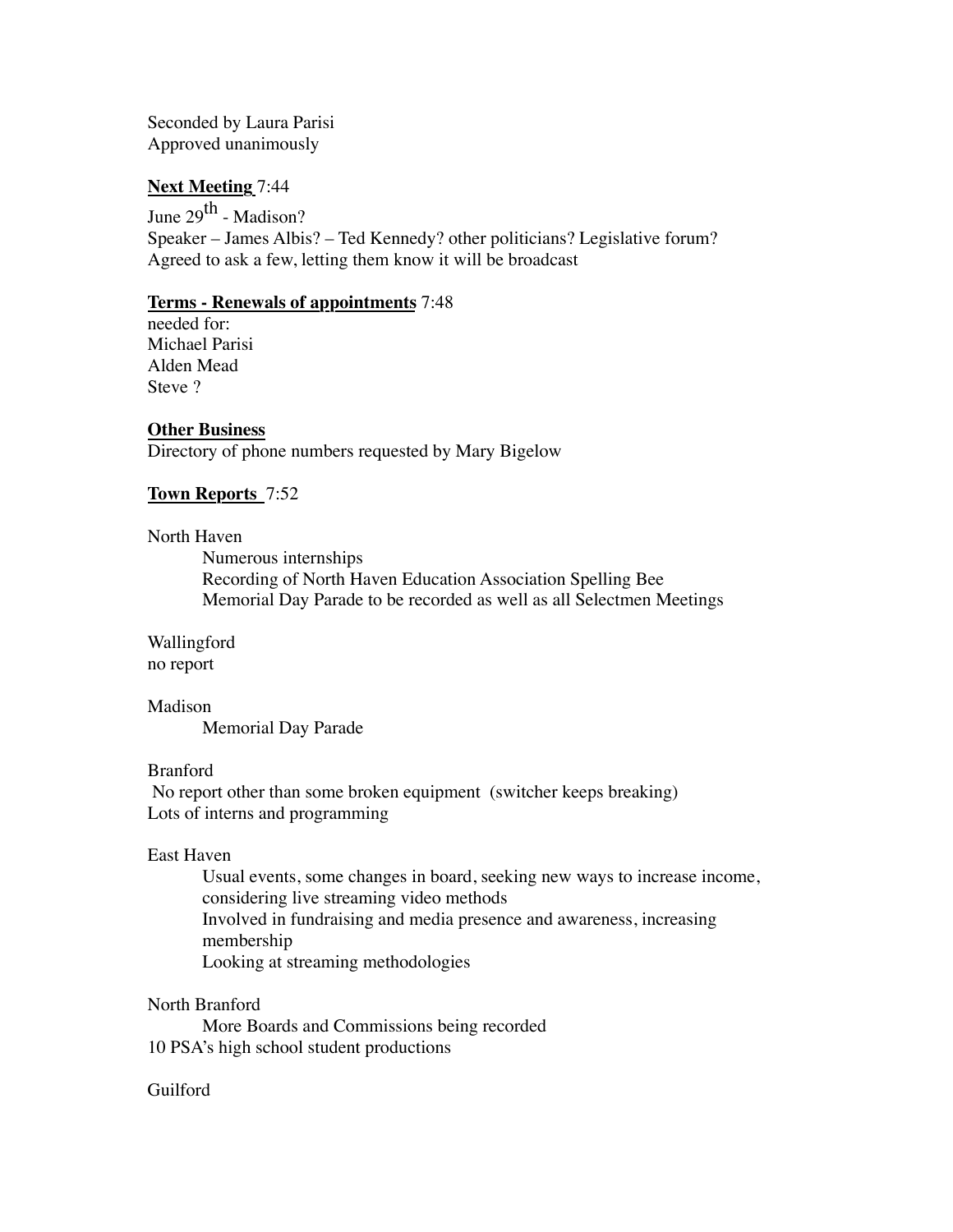Seconded by Laura Parisi
Approved unanimously

**Next Meeting** 7:44

June 29th - Madison?
Speaker – James Albis? – Ted Kennedy? other politicians? Legislative forum?
Agreed to ask a few, letting them know it will be broadcast

**Terms - Renewals of appointments** 7:48

needed for:
Michael Parisi
Alden Mead
Steve ?

**Other Business**

Directory of phone numbers requested by Mary Bigelow

**Town Reports** 7:52

North Haven

- Numerous internships
- Recording of North Haven Education Association Spelling Bee
- Memorial Day Parade to be recorded as well as all Selectmen Meetings

Wallingford
no report

Madison

- Memorial Day Parade

Branford
No report other than some broken equipment (switcher keeps breaking)
Lots of interns and programming

East Haven

- Usual events, some changes in board, seeking new ways to increase income, considering live streaming video methods
- Involved in fundraising and media presence and awareness, increasing membership
- Looking at streaming methodologies

North Branford

- More Boards and Commissions being recorded

10 PSA's high school student productions

Guilford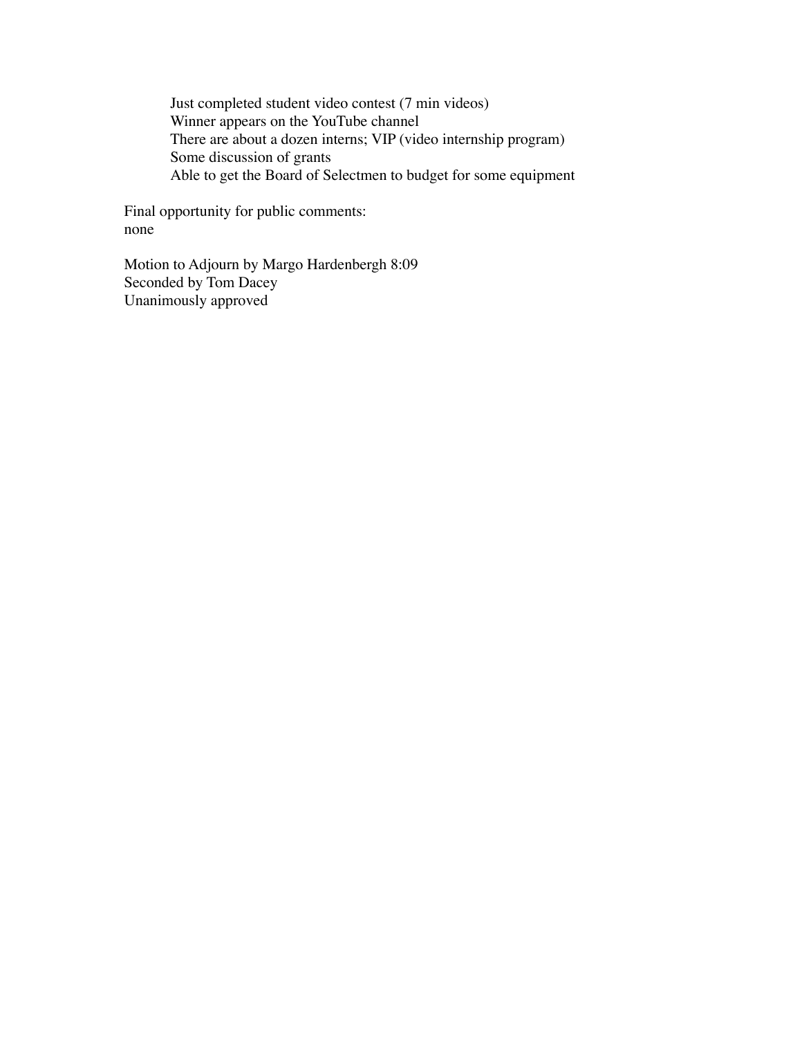Just completed student video contest (7 min videos)
Winner appears on the YouTube channel
There are about a dozen interns; VIP (video internship program)
Some discussion of grants
Able to get the Board of Selectmen to budget for some equipment

Final opportunity for public comments:
none

Motion to Adjourn by Margo Hardenbergh 8:09
Seconded by Tom Dacey
Unanimously approved